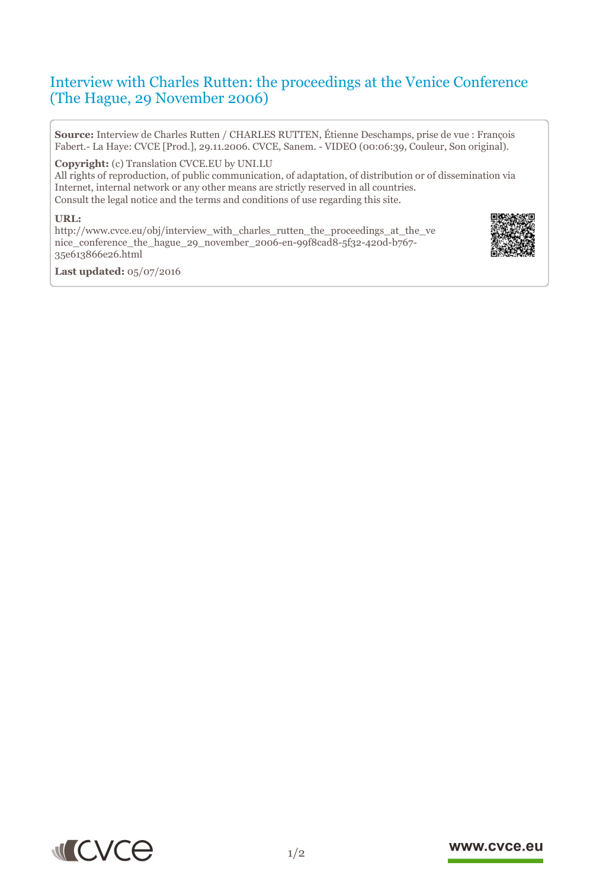# Interview with Charles Rutten: the proceedings at the Venice Conference (The Hague, 29 November 2006)

**Source:** Interview de Charles Rutten / CHARLES RUTTEN, Étienne Deschamps, prise de vue : François Fabert.- La Haye: CVCE [Prod.], 29.11.2006. CVCE, Sanem. - VIDEO (00:06:39, Couleur, Son original).

**Copyright:** (c) Translation CVCE.EU by UNI.LU
All rights of reproduction, of public communication, of adaptation, of distribution or of dissemination via Internet, internal network or any other means are strictly reserved in all countries.
Consult the legal notice and the terms and conditions of use regarding this site.

**URL:**
http://www.cvce.eu/obj/interview_with_charles_rutten_the_proceedings_at_the_venice_conference_the_hague_29_november_2006-en-99f8cad8-5f32-420d-b767-35e613866e26.html

**Last updated:** 05/07/2016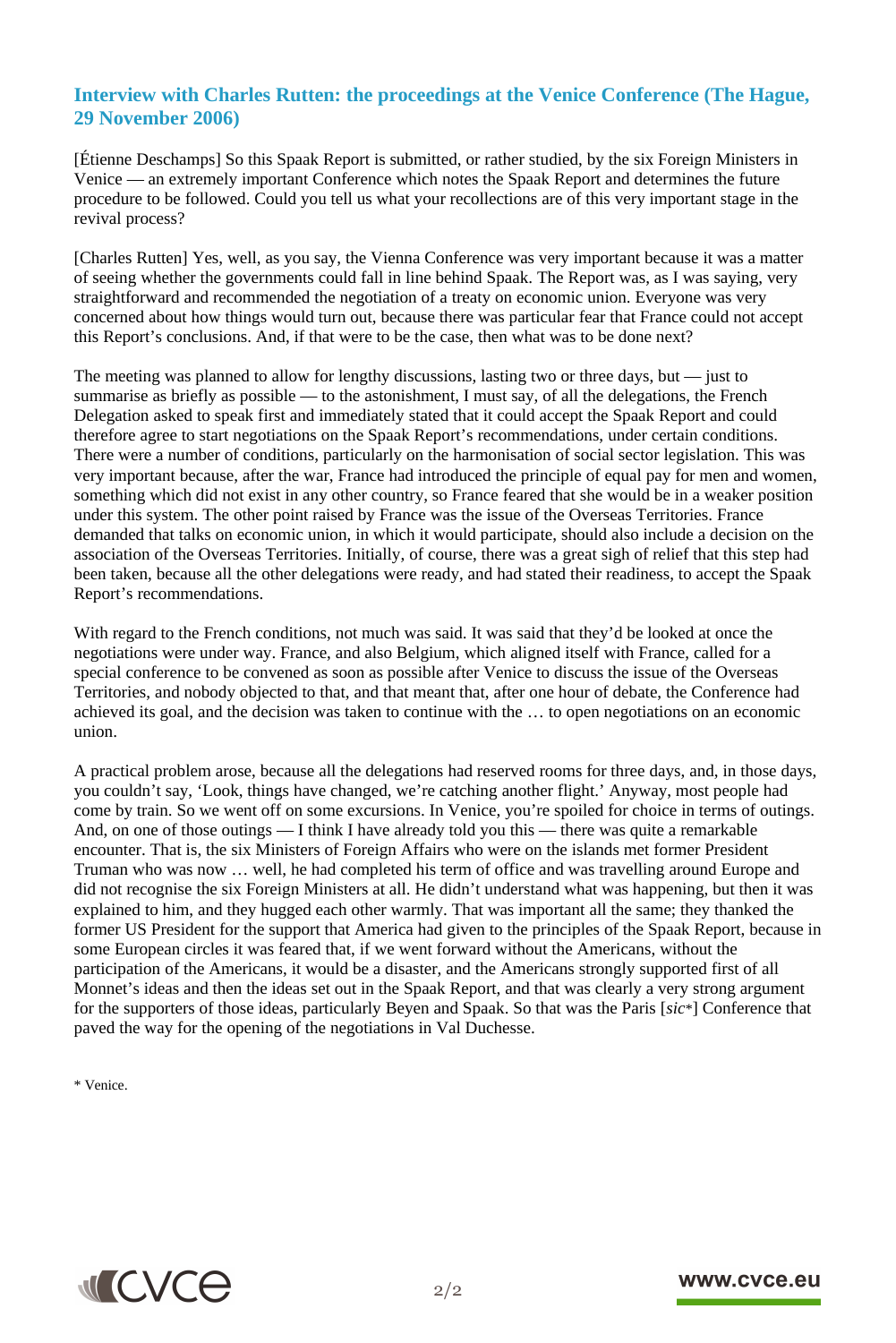## Interview with Charles Rutten: the proceedings at the Venice Conference (The Hague, 29 November 2006)

[Étienne Deschamps] So this Spaak Report is submitted, or rather studied, by the six Foreign Ministers in Venice — an extremely important Conference which notes the Spaak Report and determines the future procedure to be followed. Could you tell us what your recollections are of this very important stage in the revival process?

[Charles Rutten] Yes, well, as you say, the Vienna Conference was very important because it was a matter of seeing whether the governments could fall in line behind Spaak. The Report was, as I was saying, very straightforward and recommended the negotiation of a treaty on economic union. Everyone was very concerned about how things would turn out, because there was particular fear that France could not accept this Report's conclusions. And, if that were to be the case, then what was to be done next?

The meeting was planned to allow for lengthy discussions, lasting two or three days, but — just to summarise as briefly as possible — to the astonishment, I must say, of all the delegations, the French Delegation asked to speak first and immediately stated that it could accept the Spaak Report and could therefore agree to start negotiations on the Spaak Report's recommendations, under certain conditions. There were a number of conditions, particularly on the harmonisation of social sector legislation. This was very important because, after the war, France had introduced the principle of equal pay for men and women, something which did not exist in any other country, so France feared that she would be in a weaker position under this system. The other point raised by France was the issue of the Overseas Territories. France demanded that talks on economic union, in which it would participate, should also include a decision on the association of the Overseas Territories. Initially, of course, there was a great sigh of relief that this step had been taken, because all the other delegations were ready, and had stated their readiness, to accept the Spaak Report's recommendations.

With regard to the French conditions, not much was said. It was said that they'd be looked at once the negotiations were under way. France, and also Belgium, which aligned itself with France, called for a special conference to be convened as soon as possible after Venice to discuss the issue of the Overseas Territories, and nobody objected to that, and that meant that, after one hour of debate, the Conference had achieved its goal, and the decision was taken to continue with the … to open negotiations on an economic union.

A practical problem arose, because all the delegations had reserved rooms for three days, and, in those days, you couldn't say, 'Look, things have changed, we're catching another flight.' Anyway, most people had come by train. So we went off on some excursions. In Venice, you're spoiled for choice in terms of outings. And, on one of those outings — I think I have already told you this — there was quite a remarkable encounter. That is, the six Ministers of Foreign Affairs who were on the islands met former President Truman who was now … well, he had completed his term of office and was travelling around Europe and did not recognise the six Foreign Ministers at all. He didn't understand what was happening, but then it was explained to him, and they hugged each other warmly. That was important all the same; they thanked the former US President for the support that America had given to the principles of the Spaak Report, because in some European circles it was feared that, if we went forward without the Americans, without the participation of the Americans, it would be a disaster, and the Americans strongly supported first of all Monnet's ideas and then the ideas set out in the Spaak Report, and that was clearly a very strong argument for the supporters of those ideas, particularly Beyen and Spaak. So that was the Paris [*sic*\*] Conference that paved the way for the opening of the negotiations in Val Duchesse.

\* Venice.